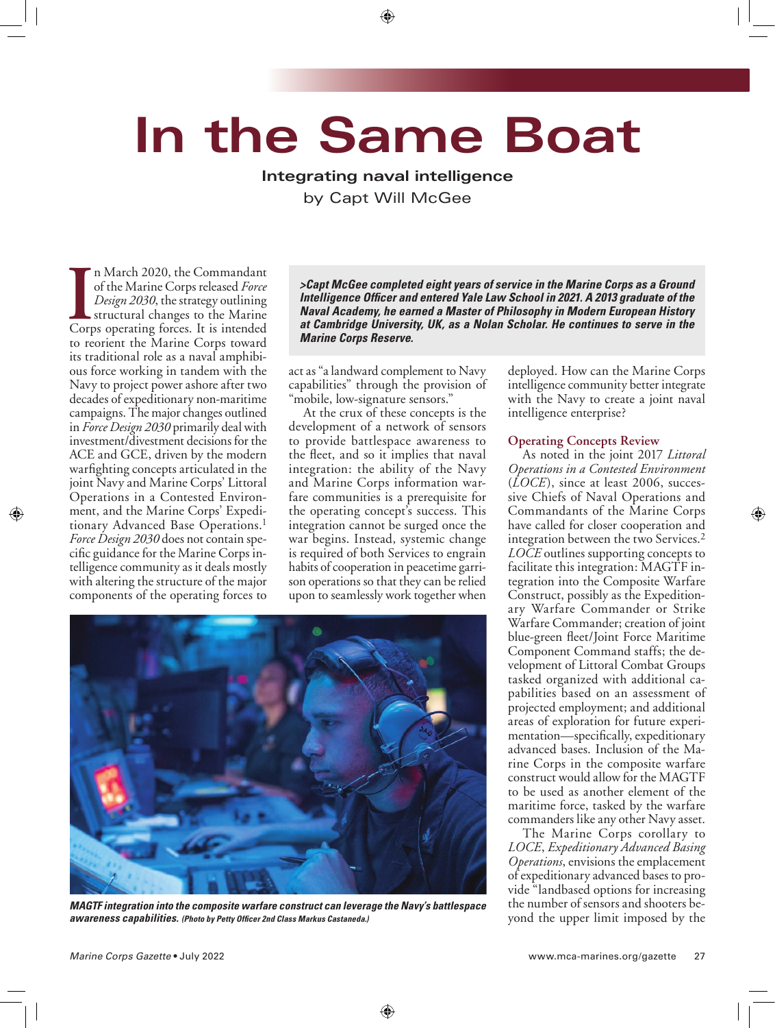# In the Same Boat

**Integrating naval intelligence**

by Capt Will McGee

> ***>Capt McGee completed eight years of service in the Marine Corps as a Ground Intelligence Officer and entered Yale Law School in 2021. A 2013 graduate of the Naval Academy, he earned a Master of Philosophy in Modern European History at Cambridge University, UK, as a Nolan Scholar. He continues to serve in the Marine Corps Reserve.***

In March 2020, the Commandant of the Marine Corps released *Force Design 2030*, the strategy outlining structural changes to the Marine Corps operating forces. It is intended to reorient the Marine Corps toward its traditional role as a naval amphibious force working in tandem with the Navy to project power ashore after two decades of expeditionary non-maritime campaigns. The major changes outlined in *Force Design 2030* primarily deal with investment/divestment decisions for the ACE and GCE, driven by the modern warfighting concepts articulated in the joint Navy and Marine Corps' Littoral Operations in a Contested Environment, and the Marine Corps' Expeditionary Advanced Base Operations.[1] *Force Design 2030* does not contain specific guidance for the Marine Corps intelligence community as it deals mostly with altering the structure of the major components of the operating forces to act as "a landward complement to Navy capabilities" through the provision of "mobile, low-signature sensors."

At the crux of these concepts is the development of a network of sensors to provide battlespace awareness to the fleet, and so it implies that naval integration: the ability of the Navy and Marine Corps information warfare communities is a prerequisite for the operating concept's success. This integration cannot be surged once the war begins. Instead, systemic change is required of both Services to engrain habits of cooperation in peacetime garrison operations so that they can be relied upon to seamlessly work together when deployed. How can the Marine Corps intelligence community better integrate with the Navy to create a joint naval intelligence enterprise?

**MAGTF integration into the composite warfare construct can leverage the Navy's battlespace awareness capabilities.** *(Photo by Petty Officer 2nd Class Markus Castaneda.)*

## Operating Concepts Review

As noted in the joint 2017 *Littoral Operations in a Contested Environment* (*LOCE*), since at least 2006, successive Chiefs of Naval Operations and Commandants of the Marine Corps have called for closer cooperation and integration between the two Services.[2] *LOCE* outlines supporting concepts to facilitate this integration: MAGTF integration into the Composite Warfare Construct, possibly as the Expeditionary Warfare Commander or Strike Warfare Commander; creation of joint blue-green fleet/Joint Force Maritime Component Command staffs; the development of Littoral Combat Groups tasked organized with additional capabilities based on an assessment of projected employment; and additional areas of exploration for future experimentation—specifically, expeditionary advanced bases. Inclusion of the Marine Corps in the composite warfare construct would allow for the MAGTF to be used as another element of the maritime force, tasked by the warfare commanders like any other Navy asset.

The Marine Corps corollary to *LOCE*, *Expeditionary Advanced Basing Operations*, envisions the emplacement of expeditionary advanced bases to provide "landbased options for increasing the number of sensors and shooters beyond the upper limit imposed by the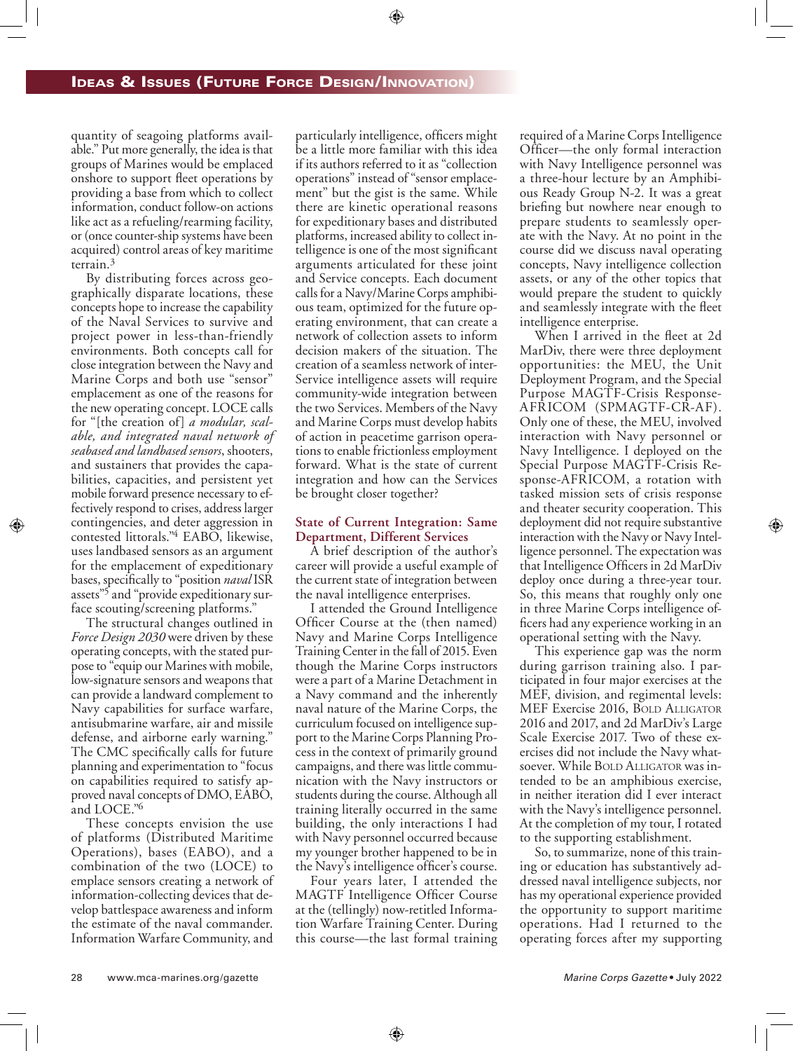quantity of seagoing platforms available." Put more generally, the idea is that groups of Marines would be emplaced onshore to support fleet operations by providing a base from which to collect information, conduct follow-on actions like act as a refueling/rearming facility, or (once counter-ship systems have been acquired) control areas of key maritime terrain.[3]

By distributing forces across geographically disparate locations, these concepts hope to increase the capability of the Naval Services to survive and project power in less-than-friendly environments. Both concepts call for close integration between the Navy and Marine Corps and both use "sensor" emplacement as one of the reasons for the new operating concept. LOCE calls for "[the creation of] *a modular, scalable, and integrated naval network of seabased and landbased sensors*, shooters, and sustainers that provides the capabilities, capacities, and persistent yet mobile forward presence necessary to effectively respond to crises, address larger contingencies, and deter aggression in contested littorals."[4] EABO, likewise, uses landbased sensors as an argument for the emplacement of expeditionary bases, specifically to "position *naval* ISR assets"[5] and "provide expeditionary surface scouting/screening platforms."

The structural changes outlined in *Force Design 2030* were driven by these operating concepts, with the stated purpose to "equip our Marines with mobile, low-signature sensors and weapons that can provide a landward complement to Navy capabilities for surface warfare, antisubmarine warfare, air and missile defense, and airborne early warning." The CMC specifically calls for future planning and experimentation to "focus on capabilities required to satisfy approved naval concepts of DMO, EABO, and LOCE."[6]

These concepts envision the use of platforms (Distributed Maritime Operations), bases (EABO), and a combination of the two (LOCE) to emplace sensors creating a network of information-collecting devices that develop battlespace awareness and inform the estimate of the naval commander. Information Warfare Community, and particularly intelligence, officers might be a little more familiar with this idea if its authors referred to it as "collection operations" instead of "sensor emplacement" but the gist is the same. While there are kinetic operational reasons for expeditionary bases and distributed platforms, increased ability to collect intelligence is one of the most significant arguments articulated for these joint and Service concepts. Each document calls for a Navy/Marine Corps amphibious team, optimized for the future operating environment, that can create a network of collection assets to inform decision makers of the situation. The creation of a seamless network of inter-Service intelligence assets will require community-wide integration between the two Services. Members of the Navy and Marine Corps must develop habits of action in peacetime garrison operations to enable frictionless employment forward. What is the state of current integration and how can the Services be brought closer together?

### State of Current Integration: Same Department, Different Services

A brief description of the author's career will provide a useful example of the current state of integration between the naval intelligence enterprises.

I attended the Ground Intelligence Officer Course at the (then named) Navy and Marine Corps Intelligence Training Center in the fall of 2015. Even though the Marine Corps instructors were a part of a Marine Detachment in a Navy command and the inherently naval nature of the Marine Corps, the curriculum focused on intelligence support to the Marine Corps Planning Process in the context of primarily ground campaigns, and there was little communication with the Navy instructors or students during the course. Although all training literally occurred in the same building, the only interactions I had with Navy personnel occurred because my younger brother happened to be in the Navy's intelligence officer's course.

Four years later, I attended the MAGTF Intelligence Officer Course at the (tellingly) now-retitled Information Warfare Training Center. During this course—the last formal training required of a Marine Corps Intelligence Officer—the only formal interaction with Navy Intelligence personnel was a three-hour lecture by an Amphibious Ready Group N-2. It was a great briefing but nowhere near enough to prepare students to seamlessly operate with the Navy. At no point in the course did we discuss naval operating concepts, Navy intelligence collection assets, or any of the other topics that would prepare the student to quickly and seamlessly integrate with the fleet intelligence enterprise.

When I arrived in the fleet at 2d MarDiv, there were three deployment opportunities: the MEU, the Unit Deployment Program, and the Special Purpose MAGTF-Crisis Response-AFRICOM (SPMAGTF-CR-AF). Only one of these, the MEU, involved interaction with Navy personnel or Navy Intelligence. I deployed on the Special Purpose MAGTF-Crisis Response-AFRICOM, a rotation with tasked mission sets of crisis response and theater security cooperation. This deployment did not require substantive interaction with the Navy or Navy Intelligence personnel. The expectation was that Intelligence Officers in 2d MarDiv deploy once during a three-year tour. So, this means that roughly only one in three Marine Corps intelligence officers had any experience working in an operational setting with the Navy.

This experience gap was the norm during garrison training also. I participated in four major exercises at the MEF, division, and regimental levels: MEF Exercise 2016, Bold Alligator 2016 and 2017, and 2d MarDiv's Large Scale Exercise 2017. Two of these exercises did not include the Navy whatsoever. While Bold Alligator was intended to be an amphibious exercise, in neither iteration did I ever interact with the Navy's intelligence personnel. At the completion of my tour, I rotated to the supporting establishment.

So, to summarize, none of this training or education has substantively addressed naval intelligence subjects, nor has my operational experience provided the opportunity to support maritime operations. Had I returned to the operating forces after my supporting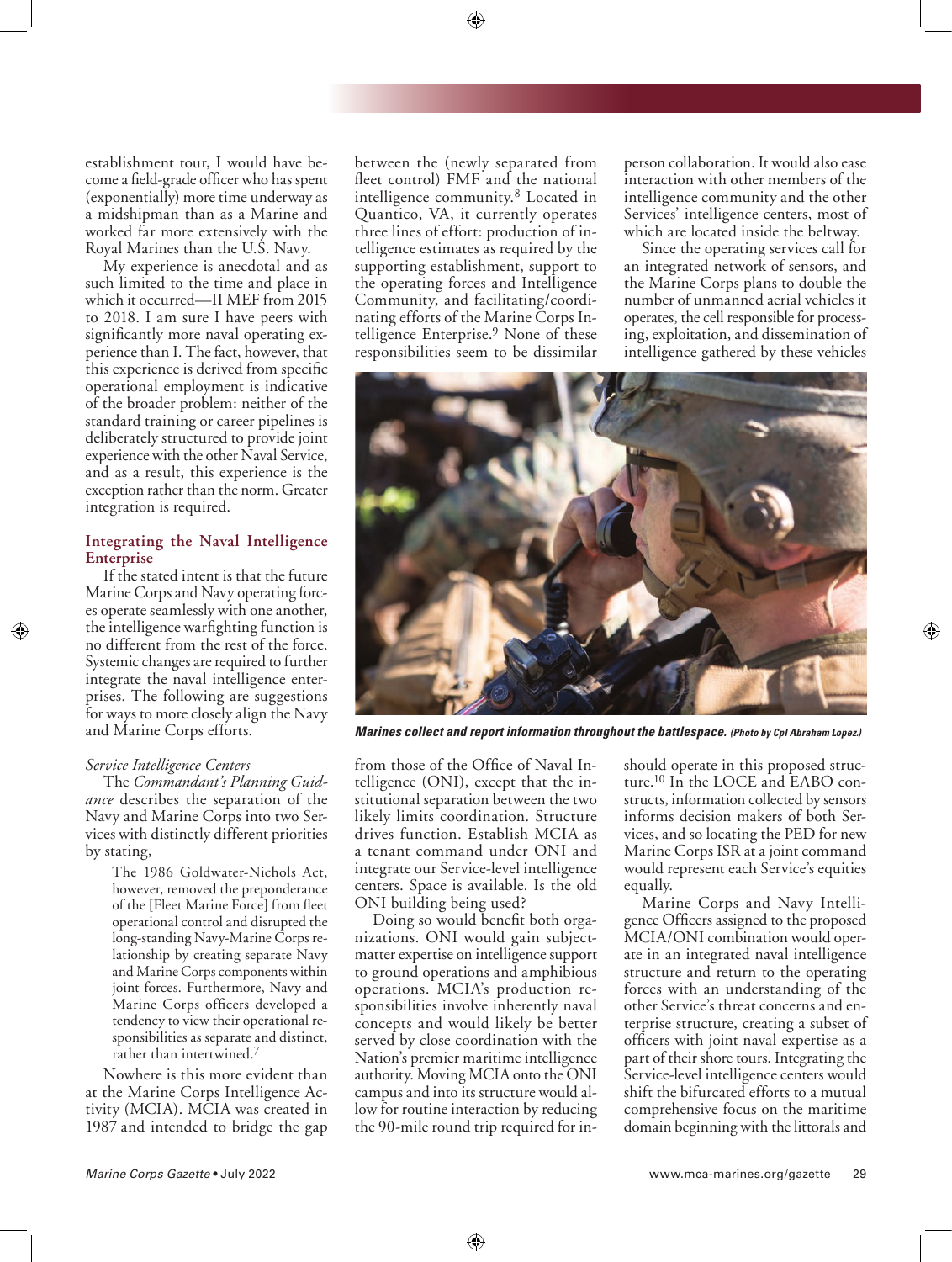establishment tour, I would have become a field-grade officer who has spent (exponentially) more time underway as a midshipman than as a Marine and worked far more extensively with the Royal Marines than the U.S. Navy.

My experience is anecdotal and as such limited to the time and place in which it occurred—II MEF from 2015 to 2018. I am sure I have peers with significantly more naval operating experience than I. The fact, however, that this experience is derived from specific operational employment is indicative of the broader problem: neither of the standard training or career pipelines is deliberately structured to provide joint experience with the other Naval Service, and as a result, this experience is the exception rather than the norm. Greater integration is required.

### Integrating the Naval Intelligence Enterprise

If the stated intent is that the future Marine Corps and Navy operating forces operate seamlessly with one another, the intelligence warfighting function is no different from the rest of the force. Systemic changes are required to further integrate the naval intelligence enterprises. The following are suggestions for ways to more closely align the Navy and Marine Corps efforts.

#### *Service Intelligence Centers*

The *Commandant's Planning Guidance* describes the separation of the Navy and Marine Corps into two Services with distinctly different priorities by stating,

> The 1986 Goldwater-Nichols Act, however, removed the preponderance of the [Fleet Marine Force] from fleet operational control and disrupted the long-standing Navy-Marine Corps relationship by creating separate Navy and Marine Corps components within joint forces. Furthermore, Navy and Marine Corps officers developed a tendency to view their operational responsibilities as separate and distinct, rather than intertwined.[7]

Nowhere is this more evident than at the Marine Corps Intelligence Activity (MCIA). MCIA was created in 1987 and intended to bridge the gap between the (newly separated from fleet control) FMF and the national intelligence community.[8] Located in Quantico, VA, it currently operates three lines of effort: production of intelligence estimates as required by the supporting establishment, support to the operating forces and Intelligence Community, and facilitating/coordinating efforts of the Marine Corps Intelligence Enterprise.[9] None of these responsibilities seem to be dissimilar from those of the Office of Naval Intelligence (ONI), except that the institutional separation between the two likely limits coordination. Structure drives function. Establish MCIA as a tenant command under ONI and integrate our Service-level intelligence centers. Space is available. Is the old ONI building being used?

Doing so would benefit both organizations. ONI would gain subject-matter expertise on intelligence support to ground operations and amphibious operations. MCIA's production responsibilities involve inherently naval concepts and would likely be better served by close coordination with the Nation's premier maritime intelligence authority. Moving MCIA onto the ONI campus and into its structure would allow for routine interaction by reducing the 90-mile round trip required for in-person collaboration. It would also ease interaction with other members of the intelligence community and the other Services' intelligence centers, most of which are located inside the beltway.

Since the operating services call for an integrated network of sensors, and the Marine Corps plans to double the number of unmanned aerial vehicles it operates, the cell responsible for processing, exploitation, and dissemination of intelligence gathered by these vehicles should operate in this proposed structure.[10] In the LOCE and EABO constructs, information collected by sensors informs decision makers of both Services, and so locating the PED for new Marine Corps ISR at a joint command would represent each Service's equities equally.

Marine Corps and Navy Intelligence Officers assigned to the proposed MCIA/ONI combination would operate in an integrated naval intelligence structure and the operating forces with an understanding of the other Service's threat concerns and enterprise structure, creating a subset of officers with joint naval expertise as a part of their shore tours. Integrating the Service-level intelligence centers would shift the bifurcated efforts to a mutual comprehensive focus on the maritime domain beginning with the littorals and

***Marines collect and report information throughout the battlespace.*** *(Photo by Cpl Abraham Lopez.)*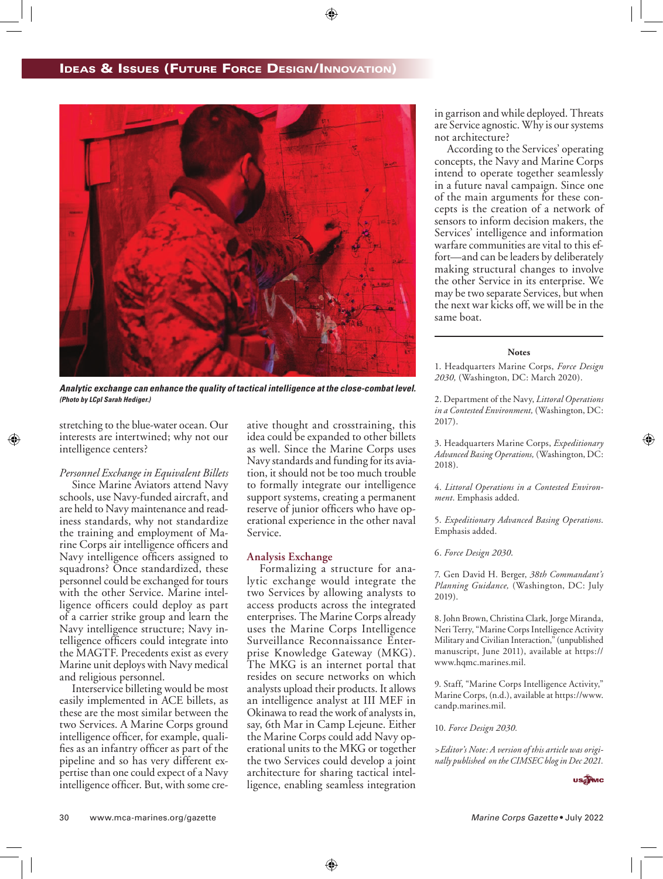*Analytic exchange can enhance the quality of tactical intelligence at the close-combat level. (Photo by LCpl Sarah Hediger.)*

stretching to the blue-water ocean. Our interests are intertwined; why not our intelligence centers?

*Personnel Exchange in Equivalent Billets*

Since Marine Aviators attend Navy schools, use Navy-funded aircraft, and are held to Navy maintenance and readiness standards, why not standardize the training and employment of Marine Corps air intelligence officers and Navy intelligence officers assigned to squadrons? Once standardized, these personnel could be exchanged for tours with the other Service. Marine intelligence officers could deploy as part of a carrier strike group and learn the Navy intelligence structure; Navy intelligence officers could integrate into the MAGTF. Precedents exist as every Marine unit deploys with Navy medical and religious personnel.

Interservice billeting would be most easily implemented in ACE billets, as these are the most similar between the two Services. A Marine Corps ground intelligence officer, for example, qualifies as an infantry officer as part of the pipeline and so has very different expertise than one could expect of a Navy intelligence officer. But, with some creative thought and crosstraining, this idea could be expanded to other billets as well. Since the Marine Corps uses Navy standards and funding for its aviation, it should not be too much trouble to formally integrate our intelligence support systems, creating a permanent reserve of junior officers who have operational experience in the other naval Service.

## Analysis Exchange

Formalizing a structure for analytic exchange would integrate the two Services by allowing analysts to access products across the integrated enterprises. The Marine Corps already uses the Marine Corps Intelligence Surveillance Reconnaissance Enterprise Knowledge Gateway (MKG). The MKG is an internet portal that resides on secure networks on which analysts upload their products. It allows an intelligence analyst at III MEF in Okinawa to read the work of analysts in, say, 6th Mar in Camp Lejeune. Either the Marine Corps could add Navy operational units to the MKG or together the two Services could develop a joint architecture for sharing tactical intelligence, enabling seamless integration in garrison and while deployed. Threats are Service agnostic. Why is our systems not architecture?

According to the Services' operating concepts, the Navy and Marine Corps intend to operate together seamlessly in a future naval campaign. Since one of the main arguments for these concepts is the creation of a network of sensors to inform decision makers, the Services' intelligence and information warfare communities are vital to this effort—and can be leaders by deliberately making structural changes to involve the other Service in its enterprise. We may be two separate Services, but when the next war kicks off, we will be in the same boat.

### Notes

1. Headquarters Marine Corps, *Force Design 2030,* (Washington, DC: March 2020).

2. Department of the Navy, *Littoral Operations in a Contested Environment,* (Washington, DC: 2017).

3. Headquarters Marine Corps, *Expeditionary Advanced Basing Operations,* (Washington, DC: 2018).

4. *Littoral Operations in a Contested Environment.* Emphasis added.

5. *Expeditionary Advanced Basing Operations.* Emphasis added.

6. *Force Design 2030.*

7. Gen David H. Berger, *38th Commandant's Planning Guidance,* (Washington, DC: July 2019).

8. John Brown, Christina Clark, Jorge Miranda, Neri Terry, "Marine Corps Intelligence Activity Military and Civilian Interaction," (unpublished manuscript, June 2011), available at https://www.hqmc.marines.mil.

9. Staff, "Marine Corps Intelligence Activity," Marine Corps, (n.d.), available at https://www.candp.marines.mil.

10. *Force Design 2030.*

*>Editor's Note: A version of this article was originally published on the CIMSEC blog in Dec 2021.*